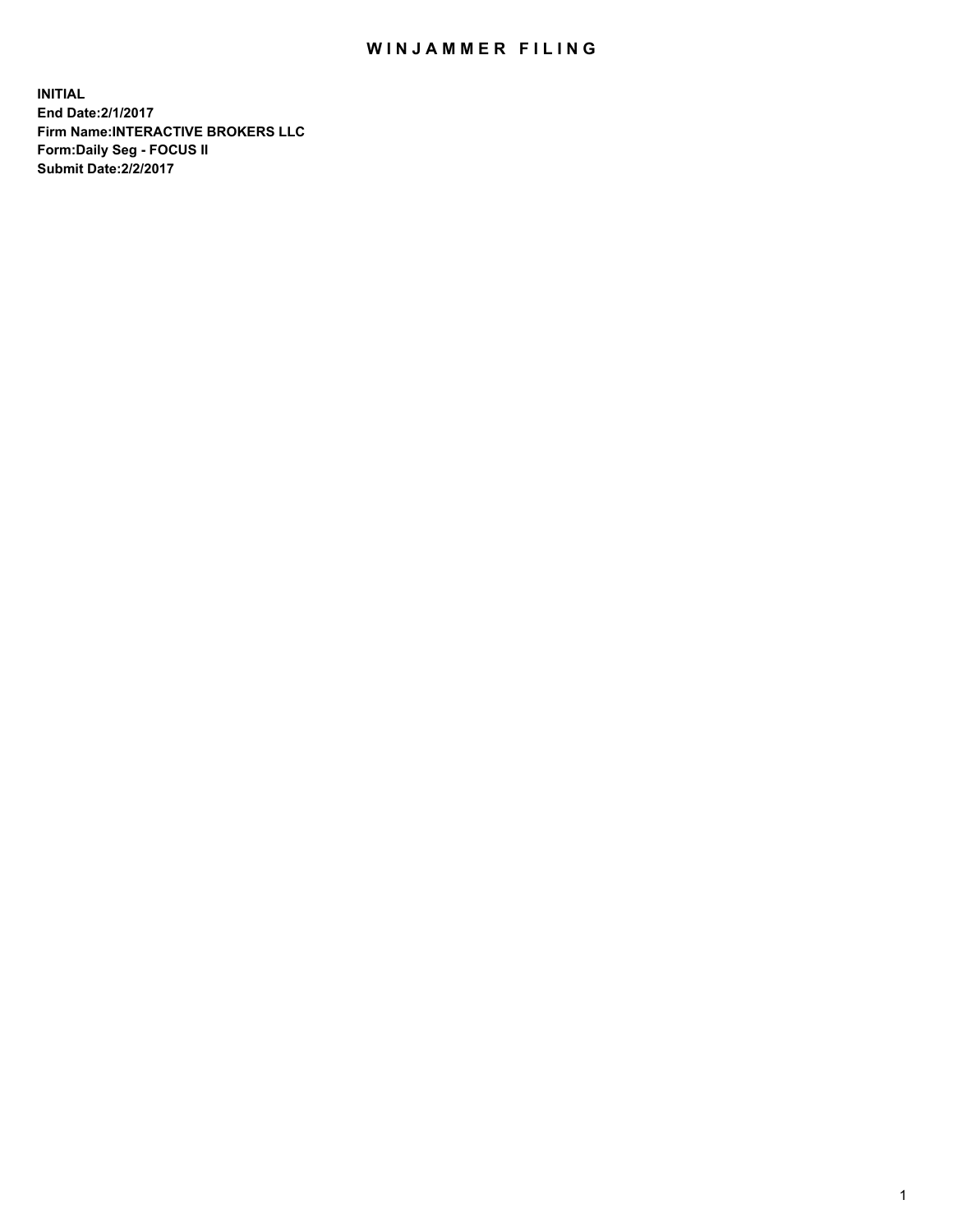# WINJAMMER FILING

**INITIAL**
**End Date:2/1/2017**
**Firm Name:INTERACTIVE BROKERS LLC**
**Form:Daily Seg - FOCUS II**
**Submit Date:2/2/2017**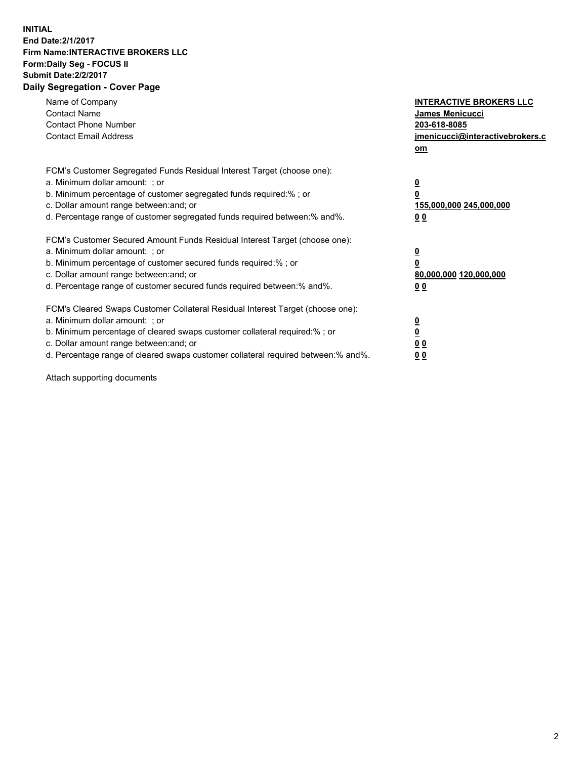**INITIAL**
**End Date:2/1/2017**
**Firm Name:INTERACTIVE BROKERS LLC**
**Form:Daily Seg - FOCUS II**
**Submit Date:2/2/2017**

## Daily Segregation - Cover Page

| | |
|---|---|
| Name of Company | **INTERACTIVE BROKERS LLC** |
| Contact Name | **James Menicucci** |
| Contact Phone Number | **203-618-8085** |
| Contact Email Address | **jmenicucci@interactivebrokers.com** |

FCM's Customer Segregated Funds Residual Interest Target (choose one):

| | |
|---|---|
| a. Minimum dollar amount: ; or | **0** |
| b. Minimum percentage of customer segregated funds required:% ; or | **0** |
| c. Dollar amount range between:and; or | **155,000,000 245,000,000** |
| d. Percentage range of customer segregated funds required between:% and%. | **0 0** |

FCM's Customer Secured Amount Funds Residual Interest Target (choose one):

| | |
|---|---|
| a. Minimum dollar amount: ; or | **0** |
| b. Minimum percentage of customer secured funds required:% ; or | **0** |
| c. Dollar amount range between:and; or | **80,000,000 120,000,000** |
| d. Percentage range of customer secured funds required between:% and%. | **0 0** |

FCM's Cleared Swaps Customer Collateral Residual Interest Target (choose one):

| | |
|---|---|
| a. Minimum dollar amount: ; or | **0** |
| b. Minimum percentage of cleared swaps customer collateral required:% ; or | **0** |
| c. Dollar amount range between:and; or | **0 0** |
| d. Percentage range of cleared swaps customer collateral required between:% and%. | **0 0** |

Attach supporting documents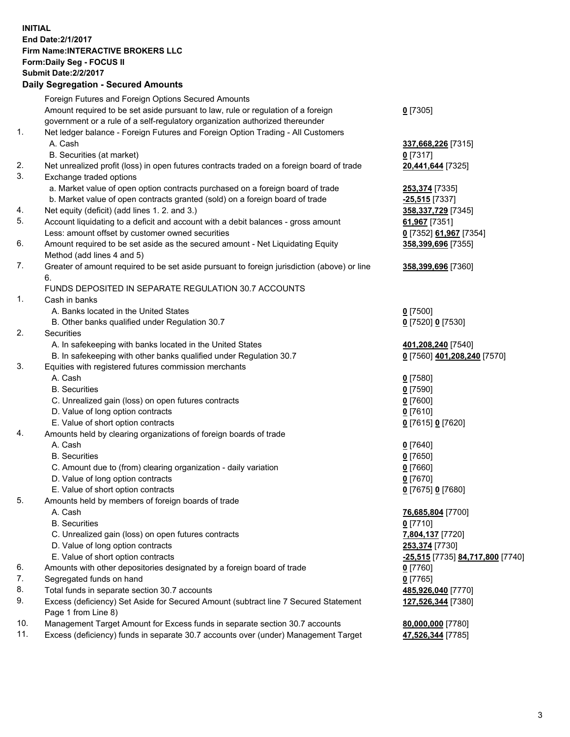**INITIAL**
**End Date:2/1/2017**
**Firm Name:INTERACTIVE BROKERS LLC**
**Form:Daily Seg - FOCUS II**
**Submit Date:2/2/2017**
**Daily Segregation - Secured Amounts**

| | | |
|---|---|---|
| | Foreign Futures and Foreign Options Secured Amounts | |
| | Amount required to be set aside pursuant to law, rule or regulation of a foreign government or a rule of a self-regulatory organization authorized thereunder | **0** [7305] |
| 1. | Net ledger balance - Foreign Futures and Foreign Option Trading - All Customers | |
| | A. Cash | **337,668,226** [7315] |
| | B. Securities (at market) | **0** [7317] |
| 2. | Net unrealized profit (loss) in open futures contracts traded on a foreign board of trade | **20,441,644** [7325] |
| 3. | Exchange traded options | |
| | a. Market value of open option contracts purchased on a foreign board of trade | **253,374** [7335] |
| | b. Market value of open contracts granted (sold) on a foreign board of trade | **-25,515** [7337] |
| 4. | Net equity (deficit) (add lines 1. 2. and 3.) | **358,337,729** [7345] |
| 5. | Account liquidating to a deficit and account with a debit balances - gross amount | **61,967** [7351] |
| | Less: amount offset by customer owned securities | **0** [7352] **61,967** [7354] |
| 6. | Amount required to be set aside as the secured amount - Net Liquidating Equity Method (add lines 4 and 5) | **358,399,696** [7355] |
| 7. | Greater of amount required to be set aside pursuant to foreign jurisdiction (above) or line 6. | **358,399,696** [7360] |
| | FUNDS DEPOSITED IN SEPARATE REGULATION 30.7 ACCOUNTS | |
| 1. | Cash in banks | |
| | A. Banks located in the United States | **0** [7500] |
| | B. Other banks qualified under Regulation 30.7 | **0** [7520] **0** [7530] |
| 2. | Securities | |
| | A. In safekeeping with banks located in the United States | **401,208,240** [7540] |
| | B. In safekeeping with other banks qualified under Regulation 30.7 | **0** [7560] **401,208,240** [7570] |
| 3. | Equities with registered futures commission merchants | |
| | A. Cash | **0** [7580] |
| | B. Securities | **0** [7590] |
| | C. Unrealized gain (loss) on open futures contracts | **0** [7600] |
| | D. Value of long option contracts | **0** [7610] |
| | E. Value of short option contracts | **0** [7615] **0** [7620] |
| 4. | Amounts held by clearing organizations of foreign boards of trade | |
| | A. Cash | **0** [7640] |
| | B. Securities | **0** [7650] |
| | C. Amount due to (from) clearing organization - daily variation | **0** [7660] |
| | D. Value of long option contracts | **0** [7670] |
| | E. Value of short option contracts | **0** [7675] **0** [7680] |
| 5. | Amounts held by members of foreign boards of trade | |
| | A. Cash | **76,685,804** [7700] |
| | B. Securities | **0** [7710] |
| | C. Unrealized gain (loss) on open futures contracts | **7,804,137** [7720] |
| | D. Value of long option contracts | **253,374** [7730] |
| | E. Value of short option contracts | **-25,515** [7735] **84,717,800** [7740] |
| 6. | Amounts with other depositories designated by a foreign board of trade | **0** [7760] |
| 7. | Segregated funds on hand | **0** [7765] |
| 8. | Total funds in separate section 30.7 accounts | **485,926,040** [7770] |
| 9. | Excess (deficiency) Set Aside for Secured Amount (subtract line 7 Secured Statement Page 1 from Line 8) | **127,526,344** [7380] |
| 10. | Management Target Amount for Excess funds in separate section 30.7 accounts | **80,000,000** [7780] |
| 11. | Excess (deficiency) funds in separate 30.7 accounts over (under) Management Target | **47,526,344** [7785] |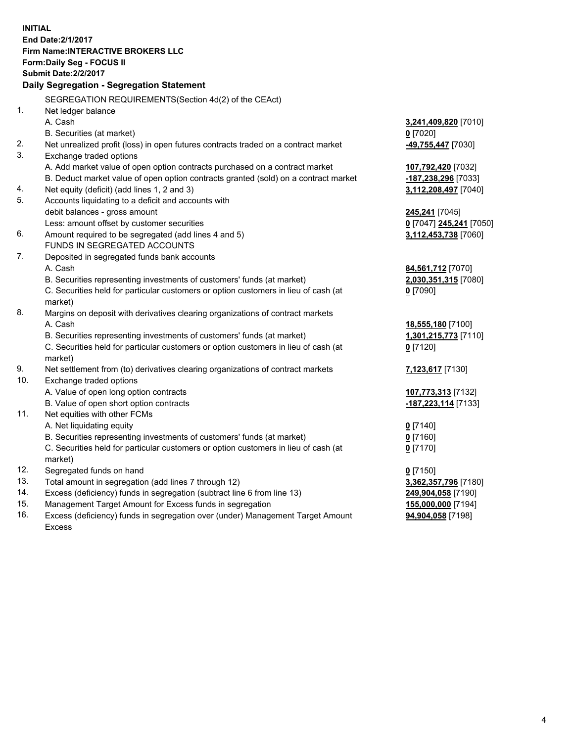**INITIAL**
**End Date:2/1/2017**
**Firm Name:INTERACTIVE BROKERS LLC**
**Form:Daily Seg - FOCUS II**
**Submit Date:2/2/2017**

## Daily Segregation - Segregation Statement

| | | |
|---|---|---|
| | SEGREGATION REQUIREMENTS(Section 4d(2) of the CEAct) | |
| 1. | Net ledger balance | |
| | A. Cash | **3,241,409,820** [7010] |
| | B. Securities (at market) | **0** [7020] |
| 2. | Net unrealized profit (loss) in open futures contracts traded on a contract market | **-49,755,447** [7030] |
| 3. | Exchange traded options | |
| | A. Add market value of open option contracts purchased on a contract market | **107,792,420** [7032] |
| | B. Deduct market value of open option contracts granted (sold) on a contract market | **-187,238,296** [7033] |
| 4. | Net equity (deficit) (add lines 1, 2 and 3) | **3,112,208,497** [7040] |
| 5. | Accounts liquidating to a deficit and accounts with | |
| | debit balances - gross amount | **245,241** [7045] |
| | Less: amount offset by customer securities | **0** [7047] **245,241** [7050] |
| 6. | Amount required to be segregated (add lines 4 and 5) | **3,112,453,738** [7060] |
| | FUNDS IN SEGREGATED ACCOUNTS | |
| 7. | Deposited in segregated funds bank accounts | |
| | A. Cash | **84,561,712** [7070] |
| | B. Securities representing investments of customers' funds (at market) | **2,030,351,315** [7080] |
| | C. Securities held for particular customers or option customers in lieu of cash (at market) | **0** [7090] |
| 8. | Margins on deposit with derivatives clearing organizations of contract markets | |
| | A. Cash | **18,555,180** [7100] |
| | B. Securities representing investments of customers' funds (at market) | **1,301,215,773** [7110] |
| | C. Securities held for particular customers or option customers in lieu of cash (at market) | **0** [7120] |
| 9. | Net settlement from (to) derivatives clearing organizations of contract markets | **7,123,617** [7130] |
| 10. | Exchange traded options | |
| | A. Value of open long option contracts | **107,773,313** [7132] |
| | B. Value of open short option contracts | **-187,223,114** [7133] |
| 11. | Net equities with other FCMs | |
| | A. Net liquidating equity | **0** [7140] |
| | B. Securities representing investments of customers' funds (at market) | **0** [7160] |
| | C. Securities held for particular customers or option customers in lieu of cash (at market) | **0** [7170] |
| 12. | Segregated funds on hand | **0** [7150] |
| 13. | Total amount in segregation (add lines 7 through 12) | **3,362,357,796** [7180] |
| 14. | Excess (deficiency) funds in segregation (subtract line 6 from line 13) | **249,904,058** [7190] |
| 15. | Management Target Amount for Excess funds in segregation | **155,000,000** [7194] |
| 16. | Excess (deficiency) funds in segregation over (under) Management Target Amount Excess | **94,904,058** [7198] |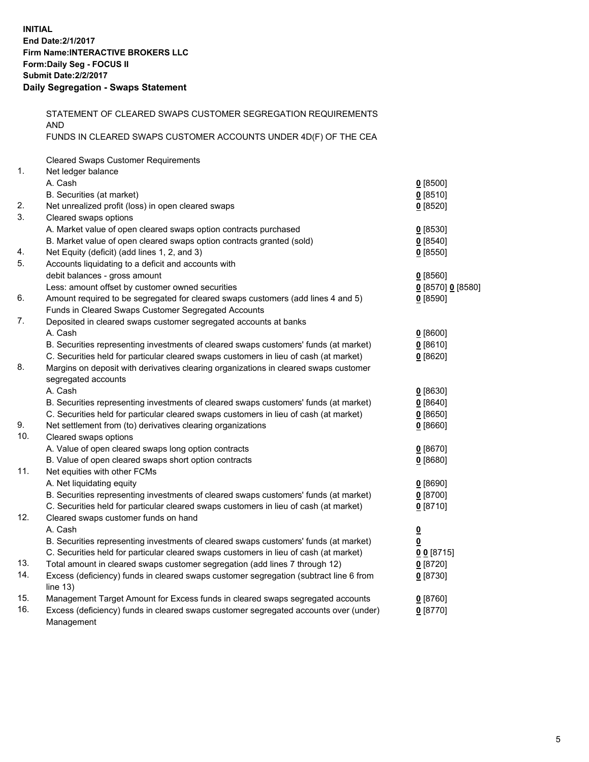**INITIAL**
**End Date:2/1/2017**
**Firm Name:INTERACTIVE BROKERS LLC**
**Form:Daily Seg - FOCUS II**
**Submit Date:2/2/2017**
**Daily Segregation - Swaps Statement**

STATEMENT OF CLEARED SWAPS CUSTOMER SEGREGATION REQUIREMENTS AND FUNDS IN CLEARED SWAPS CUSTOMER ACCOUNTS UNDER 4D(F) OF THE CEA

| | | |
|---|---|---|
| | Cleared Swaps Customer Requirements | |
| 1. | Net ledger balance | |
| | A. Cash | 0 [8500] |
| | B. Securities (at market) | 0 [8510] |
| 2. | Net unrealized profit (loss) in open cleared swaps | 0 [8520] |
| 3. | Cleared swaps options | |
| | A. Market value of open cleared swaps option contracts purchased | 0 [8530] |
| | B. Market value of open cleared swaps option contracts granted (sold) | 0 [8540] |
| 4. | Net Equity (deficit) (add lines 1, 2, and 3) | 0 [8550] |
| 5. | Accounts liquidating to a deficit and accounts with debit balances - gross amount | 0 [8560] |
| | Less: amount offset by customer owned securities | 0 [8570] 0 [8580] |
| 6. | Amount required to be segregated for cleared swaps customers (add lines 4 and 5) | 0 [8590] |
| | Funds in Cleared Swaps Customer Segregated Accounts | |
| 7. | Deposited in cleared swaps customer segregated accounts at banks | |
| | A. Cash | 0 [8600] |
| | B. Securities representing investments of cleared swaps customers' funds (at market) | 0 [8610] |
| | C. Securities held for particular cleared swaps customers in lieu of cash (at market) | 0 [8620] |
| 8. | Margins on deposit with derivatives clearing organizations in cleared swaps customer segregated accounts | |
| | A. Cash | 0 [8630] |
| | B. Securities representing investments of cleared swaps customers' funds (at market) | 0 [8640] |
| | C. Securities held for particular cleared swaps customers in lieu of cash (at market) | 0 [8650] |
| 9. | Net settlement from (to) derivatives clearing organizations | 0 [8660] |
| 10. | Cleared swaps options | |
| | A. Value of open cleared swaps long option contracts | 0 [8670] |
| | B. Value of open cleared swaps short option contracts | 0 [8680] |
| 11. | Net equities with other FCMs | |
| | A. Net liquidating equity | 0 [8690] |
| | B. Securities representing investments of cleared swaps customers' funds (at market) | 0 [8700] |
| | C. Securities held for particular cleared swaps customers in lieu of cash (at market) | 0 [8710] |
| 12. | Cleared swaps customer funds on hand | |
| | A. Cash | 0 |
| | B. Securities representing investments of cleared swaps customers' funds (at market) | 0 |
| | C. Securities held for particular cleared swaps customers in lieu of cash (at market) | 0 0 [8715] |
| 13. | Total amount in cleared swaps customer segregation (add lines 7 through 12) | 0 [8720] |
| 14. | Excess (deficiency) funds in cleared swaps customer segregation (subtract line 6 from line 13) | 0 [8730] |
| 15. | Management Target Amount for Excess funds in cleared swaps segregated accounts | 0 [8760] |
| 16. | Excess (deficiency) funds in cleared swaps customer segregated accounts over (under) Management | 0 [8770] |